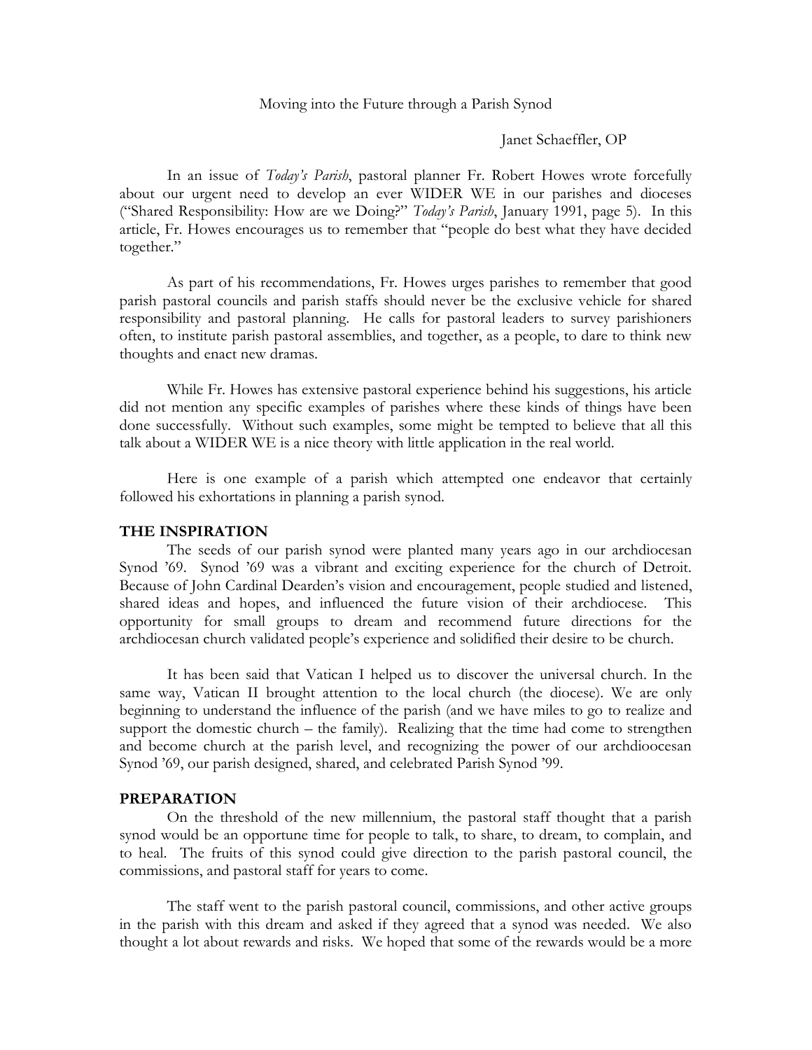Moving into the Future through a Parish Synod

Janet Schaeffler, OP

In an issue of *Today's Parish*, pastoral planner Fr. Robert Howes wrote forcefully about our urgent need to develop an ever WIDER WE in our parishes and dioceses ("Shared Responsibility: How are we Doing?" *Today's Parish*, January 1991, page 5). In this article, Fr. Howes encourages us to remember that "people do best what they have decided together."

As part of his recommendations, Fr. Howes urges parishes to remember that good parish pastoral councils and parish staffs should never be the exclusive vehicle for shared responsibility and pastoral planning. He calls for pastoral leaders to survey parishioners often, to institute parish pastoral assemblies, and together, as a people, to dare to think new thoughts and enact new dramas.

While Fr. Howes has extensive pastoral experience behind his suggestions, his article did not mention any specific examples of parishes where these kinds of things have been done successfully. Without such examples, some might be tempted to believe that all this talk about a WIDER WE is a nice theory with little application in the real world.

Here is one example of a parish which attempted one endeavor that certainly followed his exhortations in planning a parish synod.

## THE INSPIRATION

The seeds of our parish synod were planted many years ago in our archdiocesan Synod '69. Synod '69 was a vibrant and exciting experience for the church of Detroit. Because of John Cardinal Dearden's vision and encouragement, people studied and listened, shared ideas and hopes, and influenced the future vision of their archdiocese. This opportunity for small groups to dream and recommend future directions for the archdiocesan church validated people's experience and solidified their desire to be church.

It has been said that Vatican I helped us to discover the universal church. In the same way, Vatican II brought attention to the local church (the diocese). We are only beginning to understand the influence of the parish (and we have miles to go to realize and support the domestic church – the family). Realizing that the time had come to strengthen and become church at the parish level, and recognizing the power of our archdioocesan Synod '69, our parish designed, shared, and celebrated Parish Synod '99.

## PREPARATION

On the threshold of the new millennium, the pastoral staff thought that a parish synod would be an opportune time for people to talk, to share, to dream, to complain, and to heal. The fruits of this synod could give direction to the parish pastoral council, the commissions, and pastoral staff for years to come.

The staff went to the parish pastoral council, commissions, and other active groups in the parish with this dream and asked if they agreed that a synod was needed. We also thought a lot about rewards and risks. We hoped that some of the rewards would be a more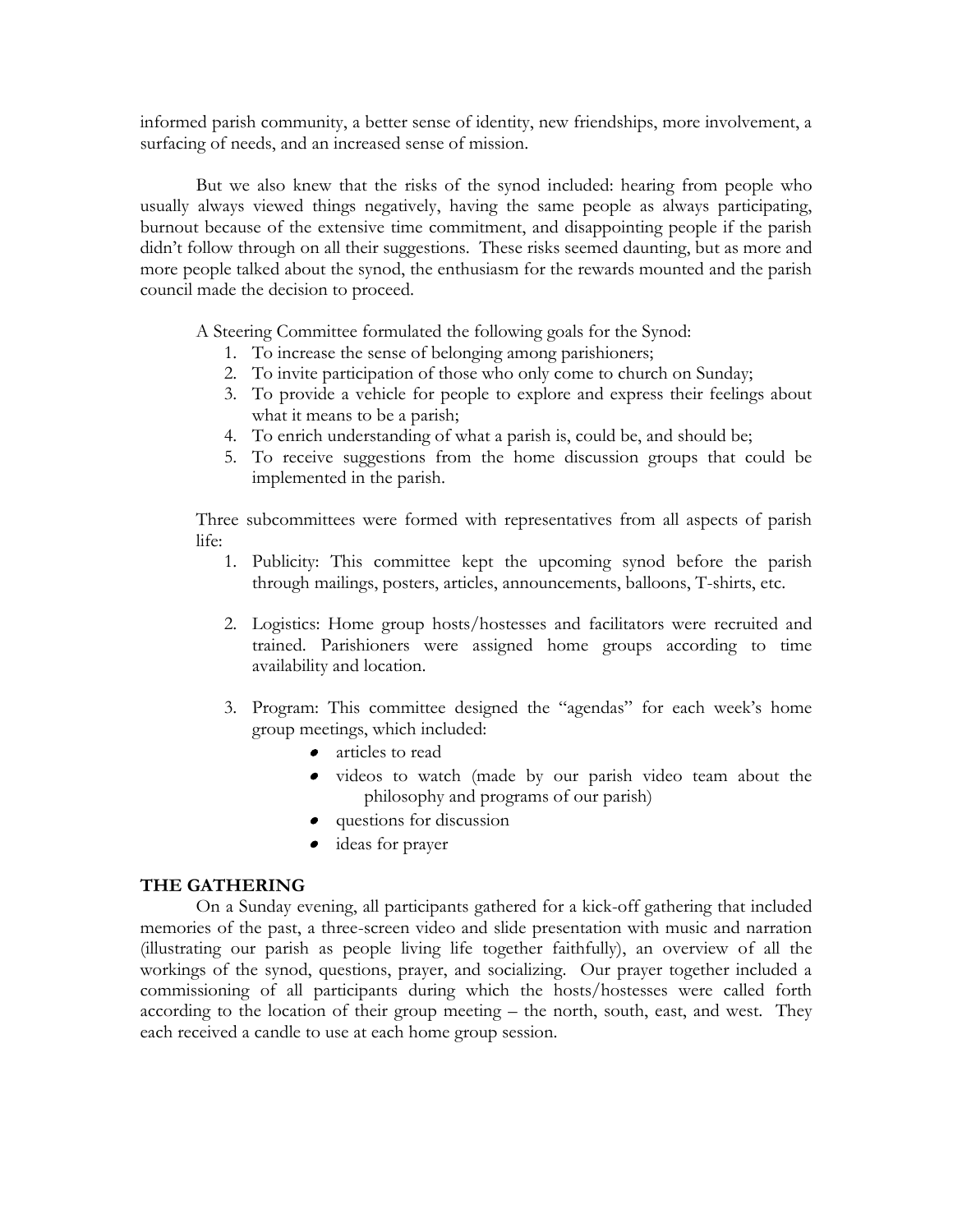informed parish community, a better sense of identity, new friendships, more involvement, a surfacing of needs, and an increased sense of mission.

But we also knew that the risks of the synod included: hearing from people who usually always viewed things negatively, having the same people as always participating, burnout because of the extensive time commitment, and disappointing people if the parish didn't follow through on all their suggestions. These risks seemed daunting, but as more and more people talked about the synod, the enthusiasm for the rewards mounted and the parish council made the decision to proceed.

A Steering Committee formulated the following goals for the Synod:

1. To increase the sense of belonging among parishioners;
2. To invite participation of those who only come to church on Sunday;
3. To provide a vehicle for people to explore and express their feelings about what it means to be a parish;
4. To enrich understanding of what a parish is, could be, and should be;
5. To receive suggestions from the home discussion groups that could be implemented in the parish.

Three subcommittees were formed with representatives from all aspects of parish life:

1. Publicity: This committee kept the upcoming synod before the parish through mailings, posters, articles, announcements, balloons, T-shirts, etc.

2. Logistics: Home group hosts/hostesses and facilitators were recruited and trained. Parishioners were assigned home groups according to time availability and location.

3. Program: This committee designed the "agendas" for each week's home group meetings, which included:
   - articles to read
   - videos to watch (made by our parish video team about the philosophy and programs of our parish)
   - questions for discussion
   - ideas for prayer

### THE GATHERING

On a Sunday evening, all participants gathered for a kick-off gathering that included memories of the past, a three-screen video and slide presentation with music and narration (illustrating our parish as people living life together faithfully), an overview of all the workings of the synod, questions, prayer, and socializing. Our prayer together included a commissioning of all participants during which the hosts/hostesses were called forth according to the location of their group meeting – the north, south, east, and west. They each received a candle to use at each home group session.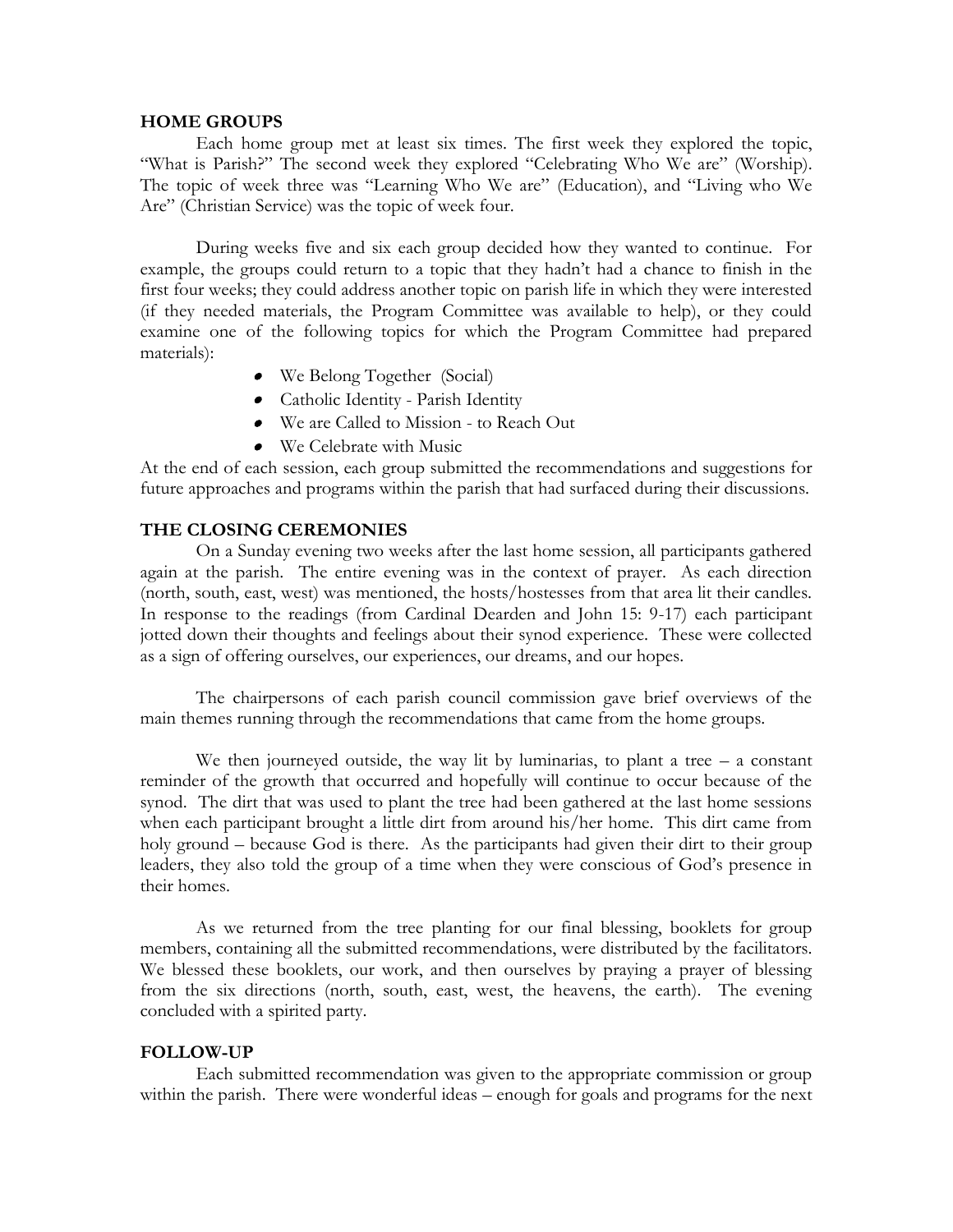## HOME GROUPS

Each home group met at least six times. The first week they explored the topic, "What is Parish?" The second week they explored "Celebrating Who We are" (Worship). The topic of week three was "Learning Who We are" (Education), and "Living who We Are" (Christian Service) was the topic of week four.

During weeks five and six each group decided how they wanted to continue. For example, the groups could return to a topic that they hadn't had a chance to finish in the first four weeks; they could address another topic on parish life in which they were interested (if they needed materials, the Program Committee was available to help), or they could examine one of the following topics for which the Program Committee had prepared materials):

- We Belong Together (Social)
- Catholic Identity - Parish Identity
- We are Called to Mission - to Reach Out
- We Celebrate with Music

At the end of each session, each group submitted the recommendations and suggestions for future approaches and programs within the parish that had surfaced during their discussions.

## THE CLOSING CEREMONIES

On a Sunday evening two weeks after the last home session, all participants gathered again at the parish. The entire evening was in the context of prayer. As each direction (north, south, east, west) was mentioned, the hosts/hostesses from that area lit their candles. In response to the readings (from Cardinal Dearden and John 15: 9-17) each participant jotted down their thoughts and feelings about their synod experience. These were collected as a sign of offering ourselves, our experiences, our dreams, and our hopes.

The chairpersons of each parish council commission gave brief overviews of the main themes running through the recommendations that came from the home groups.

We then journeyed outside, the way lit by luminarias, to plant a tree – a constant reminder of the growth that occurred and hopefully will continue to occur because of the synod. The dirt that was used to plant the tree had been gathered at the last home sessions when each participant brought a little dirt from around his/her home. This dirt came from holy ground – because God is there. As the participants had given their dirt to their group leaders, they also told the group of a time when they were conscious of God's presence in their homes.

As we returned from the tree planting for our final blessing, booklets for group members, containing all the submitted recommendations, were distributed by the facilitators. We blessed these booklets, our work, and then ourselves by praying a prayer of blessing from the six directions (north, south, east, west, the heavens, the earth). The evening concluded with a spirited party.

## FOLLOW-UP

Each submitted recommendation was given to the appropriate commission or group within the parish. There were wonderful ideas – enough for goals and programs for the next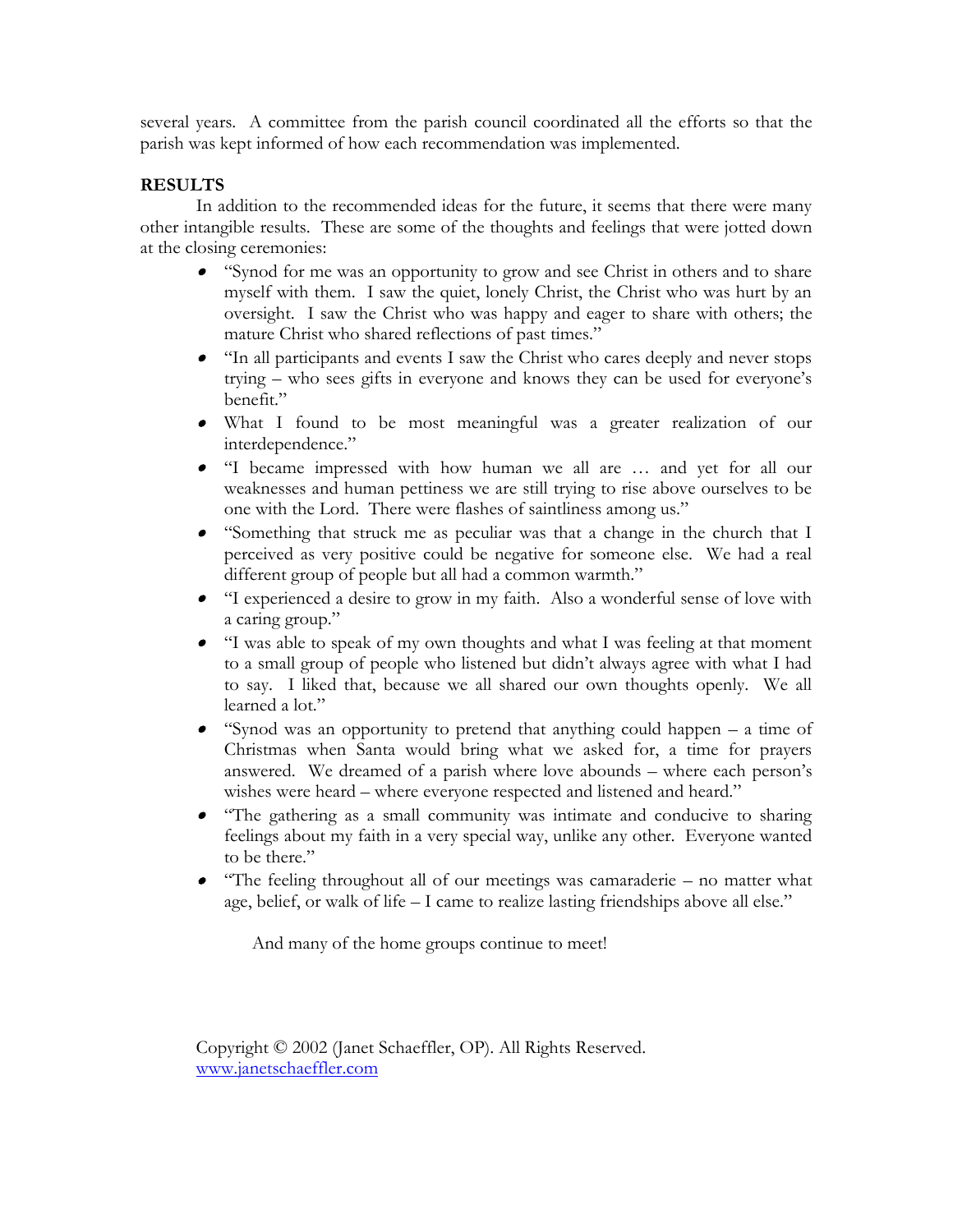several years. A committee from the parish council coordinated all the efforts so that the parish was kept informed of how each recommendation was implemented.

**RESULTS**

In addition to the recommended ideas for the future, it seems that there were many other intangible results. These are some of the thoughts and feelings that were jotted down at the closing ceremonies:

- "Synod for me was an opportunity to grow and see Christ in others and to share myself with them. I saw the quiet, lonely Christ, the Christ who was hurt by an oversight. I saw the Christ who was happy and eager to share with others; the mature Christ who shared reflections of past times."
- "In all participants and events I saw the Christ who cares deeply and never stops trying – who sees gifts in everyone and knows they can be used for everyone's benefit."
- What I found to be most meaningful was a greater realization of our interdependence."
- "I became impressed with how human we all are … and yet for all our weaknesses and human pettiness we are still trying to rise above ourselves to be one with the Lord. There were flashes of saintliness among us."
- "Something that struck me as peculiar was that a change in the church that I perceived as very positive could be negative for someone else. We had a real different group of people but all had a common warmth."
- "I experienced a desire to grow in my faith. Also a wonderful sense of love with a caring group."
- "I was able to speak of my own thoughts and what I was feeling at that moment to a small group of people who listened but didn't always agree with what I had to say. I liked that, because we all shared our own thoughts openly. We all learned a lot."
- "Synod was an opportunity to pretend that anything could happen – a time of Christmas when Santa would bring what we asked for, a time for prayers answered. We dreamed of a parish where love abounds – where each person's wishes were heard – where everyone respected and listened and heard."
- "The gathering as a small community was intimate and conducive to sharing feelings about my faith in a very special way, unlike any other. Everyone wanted to be there."
- "The feeling throughout all of our meetings was camaraderie – no matter what age, belief, or walk of life – I came to realize lasting friendships above all else."

And many of the home groups continue to meet!

Copyright © 2002 (Janet Schaeffler, OP). All Rights Reserved.
www.janetschaeffler.com